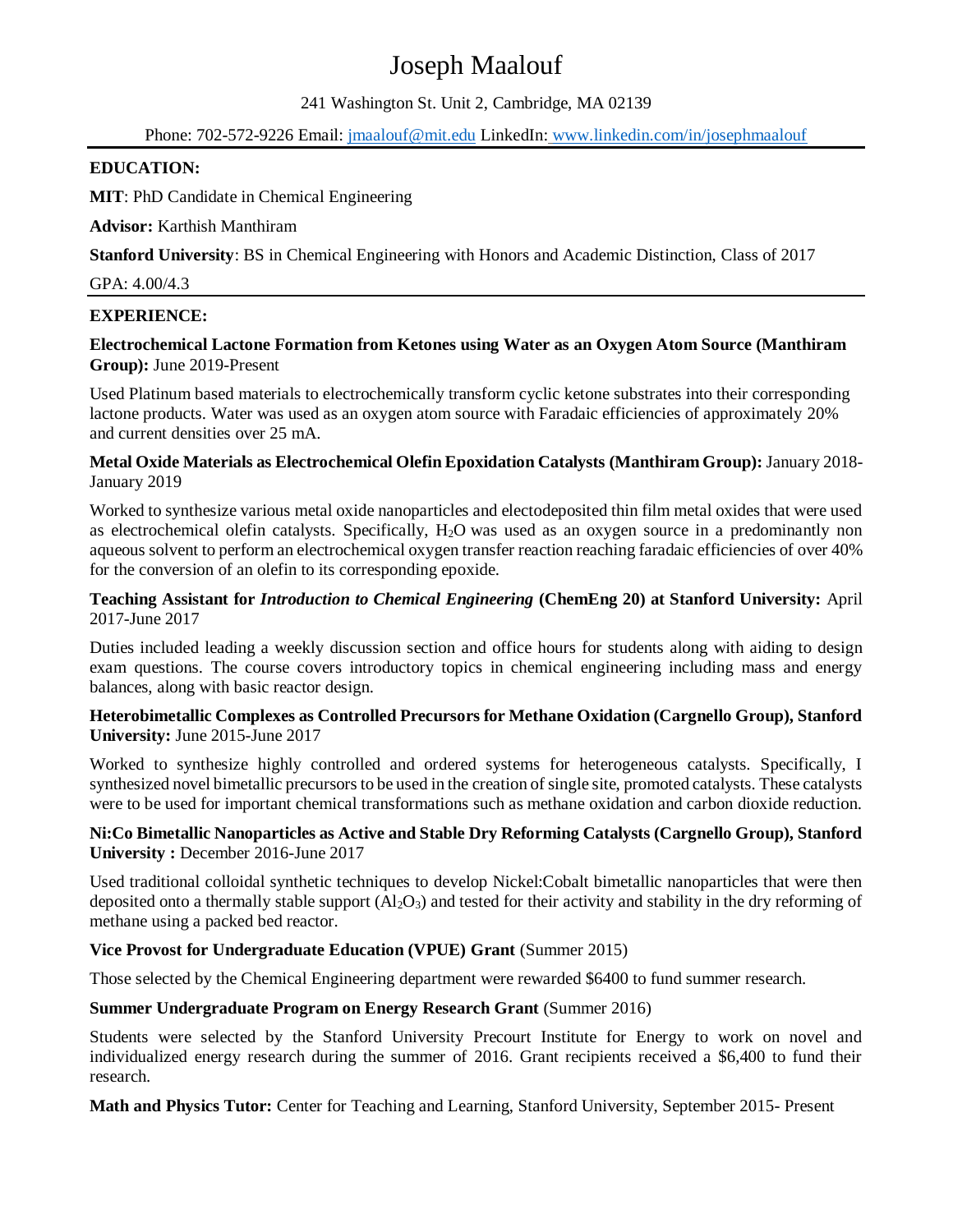# Joseph Maalouf

241 Washington St. Unit 2, Cambridge, MA 02139

Phone: 702-572-9226 Email: jmaalouf@mit.edu LinkedIn: www.linkedin.com/in/josephmaalouf

---

## EDUCATION:

**MIT**: PhD Candidate in Chemical Engineering

**Advisor:** Karthish Manthiram

**Stanford University**: BS in Chemical Engineering with Honors and Academic Distinction, Class of 2017

GPA: 4.00/4.3

---

## EXPERIENCE:

**Electrochemical Lactone Formation from Ketones using Water as an Oxygen Atom Source (Manthiram Group):** June 2019-Present

Used Platinum based materials to electrochemically transform cyclic ketone substrates into their corresponding lactone products. Water was used as an oxygen atom source with Faradaic efficiencies of approximately 20% and current densities over 25 mA.

**Metal Oxide Materials as Electrochemical Olefin Epoxidation Catalysts (Manthiram Group):** January 2018-January 2019

Worked to synthesize various metal oxide nanoparticles and electodeposited thin film metal oxides that were used as electrochemical olefin catalysts. Specifically, $H_2O$ was used as an oxygen source in a predominantly non aqueous solvent to perform an electrochemical oxygen transfer reaction reaching faradaic efficiencies of over 40% for the conversion of an olefin to its corresponding epoxide.

**Teaching Assistant for *Introduction to Chemical Engineering* (ChemEng 20) at Stanford University:** April 2017-June 2017

Duties included leading a weekly discussion section and office hours for students along with aiding to design exam questions. The course covers introductory topics in chemical engineering including mass and energy balances, along with basic reactor design.

**Heterobimetallic Complexes as Controlled Precursors for Methane Oxidation (Cargnello Group), Stanford University:** June 2015-June 2017

Worked to synthesize highly controlled and ordered systems for heterogeneous catalysts. Specifically, I synthesized novel bimetallic precursors to be used in the creation of single site, promoted catalysts. These catalysts were to be used for important chemical transformations such as methane oxidation and carbon dioxide reduction.

**Ni:Co Bimetallic Nanoparticles as Active and Stable Dry Reforming Catalysts (Cargnello Group), Stanford University :** December 2016-June 2017

Used traditional colloidal synthetic techniques to develop Nickel:Cobalt bimetallic nanoparticles that were then deposited onto a thermally stable support ($Al_2O_3$) and tested for their activity and stability in the dry reforming of methane using a packed bed reactor.

**Vice Provost for Undergraduate Education (VPUE) Grant** (Summer 2015)

Those selected by the Chemical Engineering department were rewarded $6400 to fund summer research.

**Summer Undergraduate Program on Energy Research Grant** (Summer 2016)

Students were selected by the Stanford University Precourt Institute for Energy to work on novel and individualized energy research during the summer of 2016. Grant recipients received a $6,400 to fund their research.

**Math and Physics Tutor:** Center for Teaching and Learning, Stanford University, September 2015- Present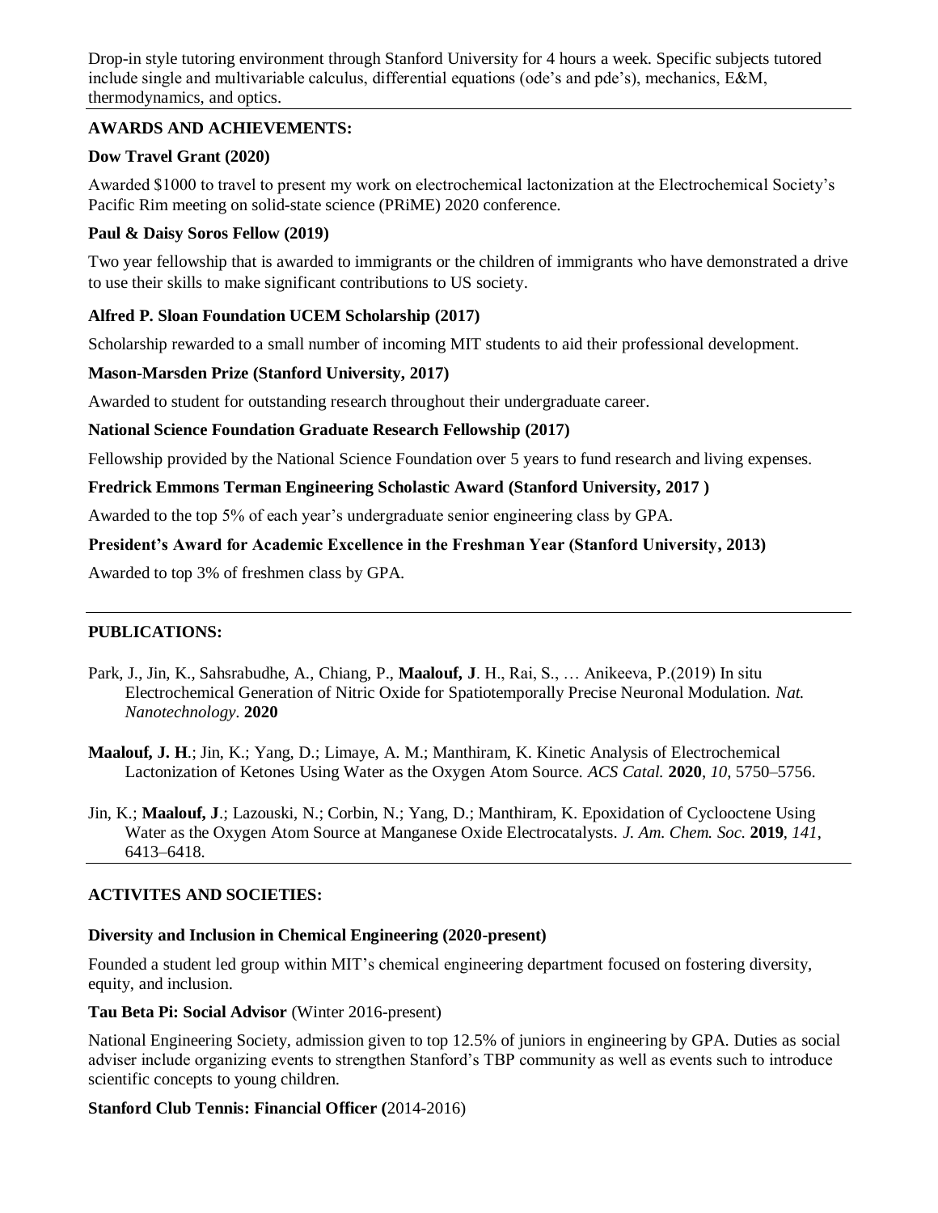Drop-in style tutoring environment through Stanford University for 4 hours a week. Specific subjects tutored include single and multivariable calculus, differential equations (ode's and pde's), mechanics, E&M, thermodynamics, and optics.

---

## AWARDS AND ACHIEVEMENTS:

**Dow Travel Grant (2020)**

Awarded $1000 to travel to present my work on electrochemical lactonization at the Electrochemical Society's Pacific Rim meeting on solid-state science (PRiME) 2020 conference.

**Paul & Daisy Soros Fellow (2019)**

Two year fellowship that is awarded to immigrants or the children of immigrants who have demonstrated a drive to use their skills to make significant contributions to US society.

**Alfred P. Sloan Foundation UCEM Scholarship (2017)**

Scholarship rewarded to a small number of incoming MIT students to aid their professional development.

**Mason-Marsden Prize (Stanford University, 2017)**

Awarded to student for outstanding research throughout their undergraduate career.

**National Science Foundation Graduate Research Fellowship (2017)**

Fellowship provided by the National Science Foundation over 5 years to fund research and living expenses.

**Fredrick Emmons Terman Engineering Scholastic Award (Stanford University, 2017 )**

Awarded to the top 5% of each year's undergraduate senior engineering class by GPA.

**President's Award for Academic Excellence in the Freshman Year (Stanford University, 2013)**

Awarded to top 3% of freshmen class by GPA.

---

## PUBLICATIONS:

Park, J., Jin, K., Sahsrabudhe, A., Chiang, P., **Maalouf, J**. H., Rai, S., … Anikeeva, P.(2019) In situ Electrochemical Generation of Nitric Oxide for Spatiotemporally Precise Neuronal Modulation. *Nat. Nanotechnology.* **2020**

**Maalouf, J. H**.; Jin, K.; Yang, D.; Limaye, A. M.; Manthiram, K. Kinetic Analysis of Electrochemical Lactonization of Ketones Using Water as the Oxygen Atom Source. *ACS Catal.* **2020**, *10*, 5750–5756.

Jin, K.; **Maalouf, J**.; Lazouski, N.; Corbin, N.; Yang, D.; Manthiram, K. Epoxidation of Cyclooctene Using Water as the Oxygen Atom Source at Manganese Oxide Electrocatalysts. *J. Am. Chem. Soc.* **2019**, *141*, 6413–6418.

---

## ACTIVITES AND SOCIETIES:

**Diversity and Inclusion in Chemical Engineering (2020-present)**

Founded a student led group within MIT's chemical engineering department focused on fostering diversity, equity, and inclusion.

**Tau Beta Pi: Social Advisor** (Winter 2016-present)

National Engineering Society, admission given to top 12.5% of juniors in engineering by GPA. Duties as social adviser include organizing events to strengthen Stanford's TBP community as well as events such to introduce scientific concepts to young children.

**Stanford Club Tennis: Financial Officer (**2014-2016)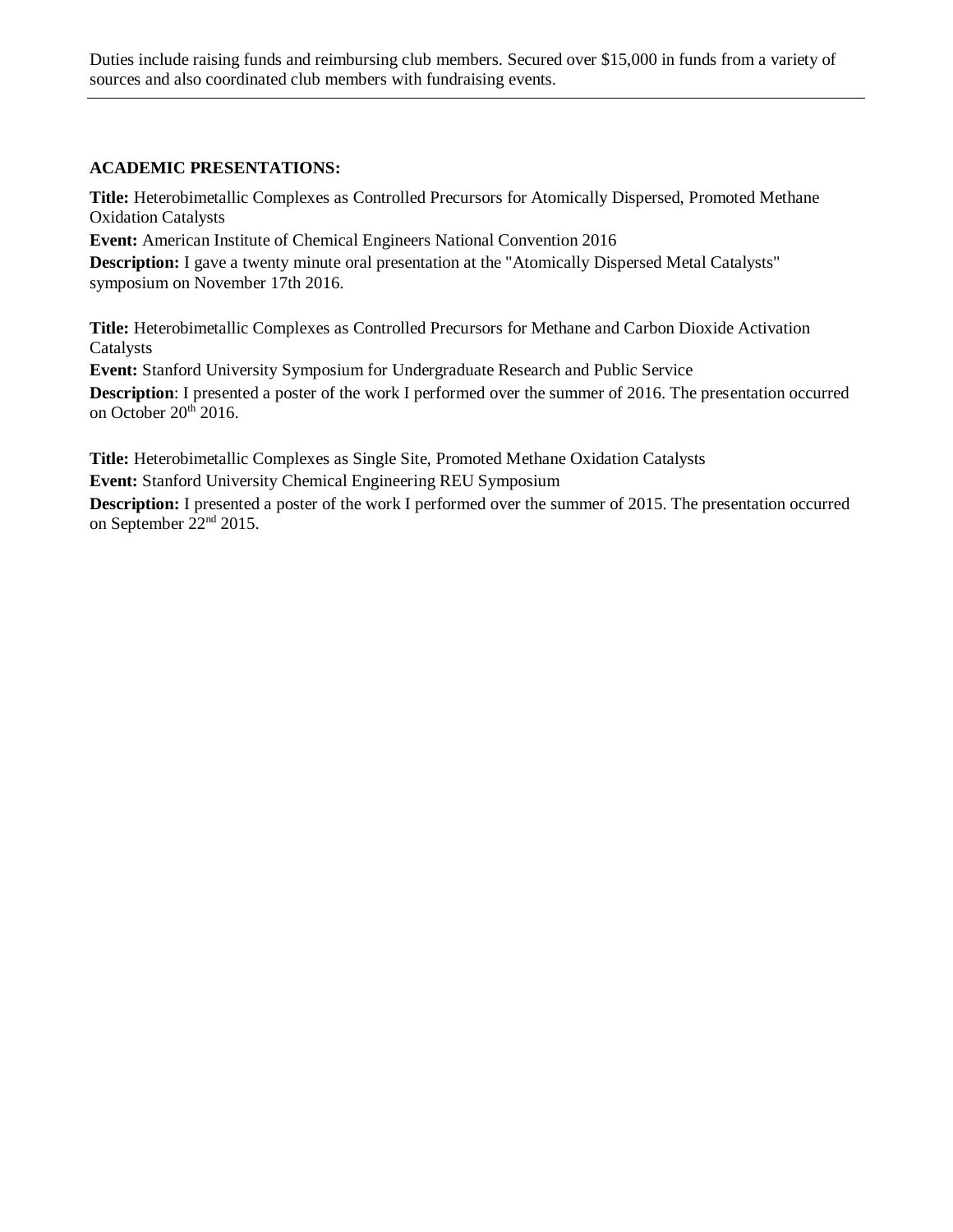Duties include raising funds and reimbursing club members. Secured over $15,000 in funds from a variety of sources and also coordinated club members with fundraising events.

---

**ACADEMIC PRESENTATIONS:**

**Title:** Heterobimetallic Complexes as Controlled Precursors for Atomically Dispersed, Promoted Methane Oxidation Catalysts

**Event:** American Institute of Chemical Engineers National Convention 2016

**Description:** I gave a twenty minute oral presentation at the "Atomically Dispersed Metal Catalysts" symposium on November 17th 2016.

**Title:** Heterobimetallic Complexes as Controlled Precursors for Methane and Carbon Dioxide Activation Catalysts

**Event:** Stanford University Symposium for Undergraduate Research and Public Service

**Description**: I presented a poster of the work I performed over the summer of 2016. The presentation occurred on October 20th 2016.

**Title:** Heterobimetallic Complexes as Single Site, Promoted Methane Oxidation Catalysts

**Event:** Stanford University Chemical Engineering REU Symposium

**Description:** I presented a poster of the work I performed over the summer of 2015. The presentation occurred on September 22nd 2015.